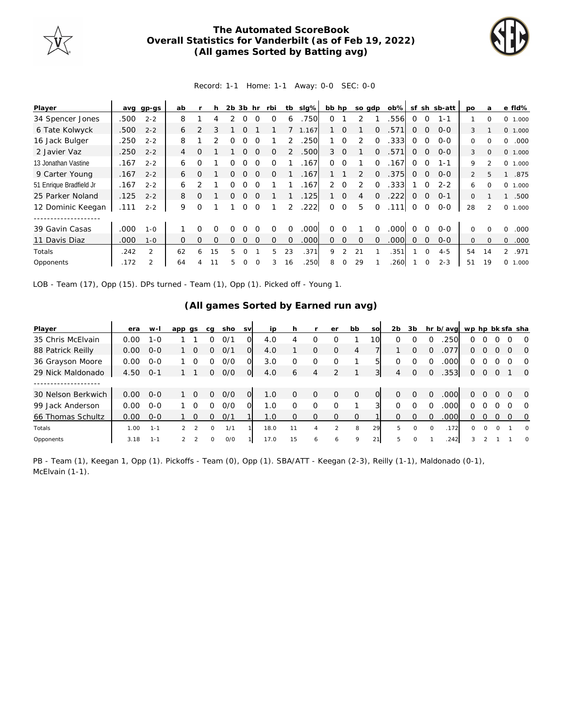# The Automated ScoreBook
## Overall Statistics for Vanderbilt (as of Feb 19, 2022)
### (All games Sorted by Batting avg)

Record: 1-1 Home: 1-1 Away: 0-0 SEC: 0-0

| Player | avg | gp-gs | ab | r | h | 2b | 3b | hr | rbi | tb | slg% | bb | hp | so | gdp | ob% | sf | sh | sb-att | po | a | e | fld% |
|---|---|---|---|---|---|---|---|---|---|---|---|---|---|---|---|---|---|---|---|---|---|---|---|
| 34 Spencer Jones | .500 | 2-2 | 8 | 1 | 4 | 2 | 0 | 0 | 0 | 6 | .750 | 0 | 1 | 2 | 1 | .556 | 0 | 0 | 1-1 | 1 | 0 | 0 | 1.000 |
| 6 Tate Kolwyck | .500 | 2-2 | 6 | 2 | 3 | 1 | 0 | 1 | 1 | 7 | 1.167 | 1 | 0 | 1 | 0 | .571 | 0 | 0 | 0-0 | 3 | 1 | 0 | 1.000 |
| 16 Jack Bulger | .250 | 2-2 | 8 | 1 | 2 | 0 | 0 | 0 | 1 | 2 | .250 | 1 | 0 | 2 | 0 | .333 | 0 | 0 | 0-0 | 0 | 0 | 0 | .000 |
| 2 Javier Vaz | .250 | 2-2 | 4 | 0 | 1 | 1 | 0 | 0 | 0 | 2 | .500 | 3 | 0 | 1 | 0 | .571 | 0 | 0 | 0-0 | 3 | 0 | 0 | 1.000 |
| 13 Jonathan Vastine | .167 | 2-2 | 6 | 0 | 1 | 0 | 0 | 0 | 0 | 1 | .167 | 0 | 0 | 1 | 0 | .167 | 0 | 0 | 1-1 | 9 | 2 | 0 | 1.000 |
| 9 Carter Young | .167 | 2-2 | 6 | 0 | 1 | 0 | 0 | 0 | 0 | 1 | .167 | 1 | 1 | 2 | 0 | .375 | 0 | 0 | 0-0 | 2 | 5 | 1 | .875 |
| 51 Enrique Bradfield Jr | .167 | 2-2 | 6 | 2 | 1 | 0 | 0 | 0 | 1 | 1 | .167 | 2 | 0 | 2 | 0 | .333 | 1 | 0 | 2-2 | 6 | 0 | 0 | 1.000 |
| 25 Parker Noland | .125 | 2-2 | 8 | 0 | 1 | 0 | 0 | 0 | 1 | 1 | .125 | 1 | 0 | 4 | 0 | .222 | 0 | 0 | 0-1 | 0 | 1 | 1 | .500 |
| 12 Dominic Keegan | .111 | 2-2 | 9 | 0 | 1 | 1 | 0 | 0 | 1 | 2 | .222 | 0 | 0 | 5 | 0 | .111 | 0 | 0 | 0-0 | 28 | 2 | 0 | 1.000 |
| -------------------- | | | | | | | | | | | | | | | | | | | | | | | |
| 39 Gavin Casas | .000 | 1-0 | 1 | 0 | 0 | 0 | 0 | 0 | 0 | 0 | .000 | 0 | 0 | 1 | 0 | .000 | 0 | 0 | 0-0 | 0 | 0 | 0 | .000 |
| 11 Davis Diaz | .000 | 1-0 | 0 | 0 | 0 | 0 | 0 | 0 | 0 | 0 | .000 | 0 | 0 | 0 | 0 | .000 | 0 | 0 | 0-0 | 0 | 0 | 0 | .000 |
| Totals | .242 | 2 | 62 | 6 | 15 | 5 | 0 | 1 | 5 | 23 | .371 | 9 | 2 | 21 | 1 | .351 | 1 | 0 | 4-5 | 54 | 14 | 2 | .971 |
| Opponents | .172 | 2 | 64 | 4 | 11 | 5 | 0 | 0 | 3 | 16 | .250 | 8 | 0 | 29 | 1 | .260 | 1 | 0 | 2-3 | 51 | 19 | 0 | 1.000 |

LOB - Team (17), Opp (15). DPs turned - Team (1), Opp (1). Picked off - Young 1.

### (All games Sorted by Earned run avg)

| Player | era | w-l | app | gs | cg | sho | sv | ip | h | r | er | bb | so | 2b | 3b | hr | b/avg | wp | hp | bk | sfa | sha |
|---|---|---|---|---|---|---|---|---|---|---|---|---|---|---|---|---|---|---|---|---|---|---|
| 35 Chris McElvain | 0.00 | 1-0 | 1 | 1 | 0 | 0/1 | 0 | 4.0 | 4 | 0 | 0 | 1 | 10 | 0 | 0 | 0 | .250 | 0 | 0 | 0 | 0 | 0 |
| 88 Patrick Reilly | 0.00 | 0-0 | 1 | 0 | 0 | 0/1 | 0 | 4.0 | 1 | 0 | 0 | 4 | 7 | 1 | 0 | 0 | .077 | 0 | 0 | 0 | 0 | 0 |
| 36 Grayson Moore | 0.00 | 0-0 | 1 | 0 | 0 | 0/0 | 0 | 3.0 | 0 | 0 | 0 | 1 | 5 | 0 | 0 | 0 | .000 | 0 | 0 | 0 | 0 | 0 |
| 29 Nick Maldonado | 4.50 | 0-1 | 1 | 1 | 0 | 0/0 | 0 | 4.0 | 6 | 4 | 2 | 1 | 3 | 4 | 0 | 0 | .353 | 0 | 0 | 0 | 1 | 0 |
| -------------------- | | | | | | | | | | | | | | | | | | | | | | |
| 30 Nelson Berkwich | 0.00 | 0-0 | 1 | 0 | 0 | 0/0 | 0 | 1.0 | 0 | 0 | 0 | 0 | 0 | 0 | 0 | 0 | .000 | 0 | 0 | 0 | 0 | 0 |
| 99 Jack Anderson | 0.00 | 0-0 | 1 | 0 | 0 | 0/0 | 0 | 1.0 | 0 | 0 | 0 | 1 | 3 | 0 | 0 | 0 | .000 | 0 | 0 | 0 | 0 | 0 |
| 66 Thomas Schultz | 0.00 | 0-0 | 1 | 0 | 0 | 0/1 | 1 | 1.0 | 0 | 0 | 0 | 0 | 1 | 0 | 0 | 0 | .000 | 0 | 0 | 0 | 0 | 0 |
| Totals | 1.00 | 1-1 | 2 | 2 | 0 | 1/1 | 1 | 18.0 | 11 | 4 | 2 | 8 | 29 | 5 | 0 | 0 | .172 | 0 | 0 | 0 | 1 | 0 |
| Opponents | 3.18 | 1-1 | 2 | 2 | 0 | 0/0 | 1 | 17.0 | 15 | 6 | 6 | 9 | 21 | 5 | 0 | 1 | .242 | 3 | 2 | 1 | 1 | 0 |

PB - Team (1), Keegan 1, Opp (1). Pickoffs - Team (0), Opp (1). SBA/ATT - Keegan (2-3), Reilly (1-1), Maldonado (0-1), McElvain (1-1).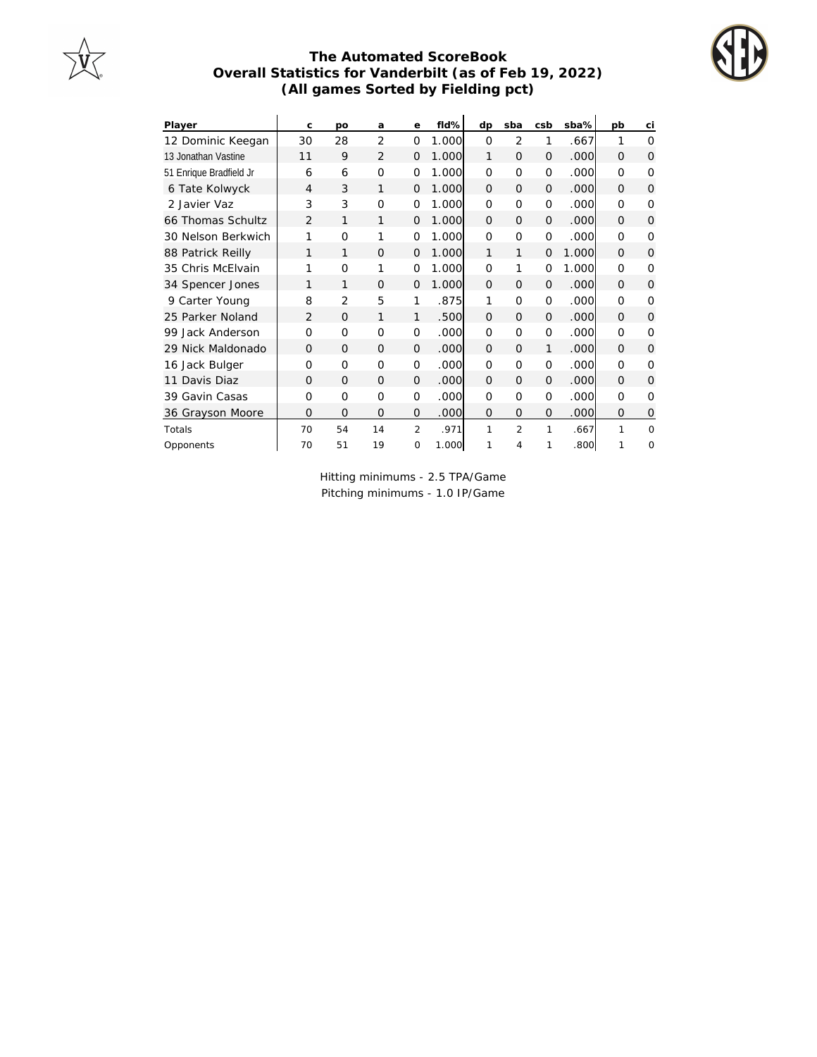# The Automated ScoreBook
## Overall Statistics for Vanderbilt (as of Feb 19, 2022)
## (All games Sorted by Fielding pct)

| Player | c | po | a | e | fld% | dp | sba | csb | sba% | pb | ci |
|---|---|---|---|---|---|---|---|---|---|---|---|
| 12 Dominic Keegan | 30 | 28 | 2 | 0 | 1.000 | 0 | 2 | 1 | .667 | 1 | 0 |
| 13 Jonathan Vastine | 11 | 9 | 2 | 0 | 1.000 | 1 | 0 | 0 | .000 | 0 | 0 |
| 51 Enrique Bradfield Jr | 6 | 6 | 0 | 0 | 1.000 | 0 | 0 | 0 | .000 | 0 | 0 |
| 6 Tate Kolwyck | 4 | 3 | 1 | 0 | 1.000 | 0 | 0 | 0 | .000 | 0 | 0 |
| 2 Javier Vaz | 3 | 3 | 0 | 0 | 1.000 | 0 | 0 | 0 | .000 | 0 | 0 |
| 66 Thomas Schultz | 2 | 1 | 1 | 0 | 1.000 | 0 | 0 | 0 | .000 | 0 | 0 |
| 30 Nelson Berkwich | 1 | 0 | 1 | 0 | 1.000 | 0 | 0 | 0 | .000 | 0 | 0 |
| 88 Patrick Reilly | 1 | 1 | 0 | 0 | 1.000 | 1 | 1 | 0 | 1.000 | 0 | 0 |
| 35 Chris McElvain | 1 | 0 | 1 | 0 | 1.000 | 0 | 1 | 0 | 1.000 | 0 | 0 |
| 34 Spencer Jones | 1 | 1 | 0 | 0 | 1.000 | 0 | 0 | 0 | .000 | 0 | 0 |
| 9 Carter Young | 8 | 2 | 5 | 1 | .875 | 1 | 0 | 0 | .000 | 0 | 0 |
| 25 Parker Noland | 2 | 0 | 1 | 1 | .500 | 0 | 0 | 0 | .000 | 0 | 0 |
| 99 Jack Anderson | 0 | 0 | 0 | 0 | .000 | 0 | 0 | 0 | .000 | 0 | 0 |
| 29 Nick Maldonado | 0 | 0 | 0 | 0 | .000 | 0 | 0 | 1 | .000 | 0 | 0 |
| 16 Jack Bulger | 0 | 0 | 0 | 0 | .000 | 0 | 0 | 0 | .000 | 0 | 0 |
| 11 Davis Diaz | 0 | 0 | 0 | 0 | .000 | 0 | 0 | 0 | .000 | 0 | 0 |
| 39 Gavin Casas | 0 | 0 | 0 | 0 | .000 | 0 | 0 | 0 | .000 | 0 | 0 |
| 36 Grayson Moore | 0 | 0 | 0 | 0 | .000 | 0 | 0 | 0 | .000 | 0 | 0 |
| Totals | 70 | 54 | 14 | 2 | .971 | 1 | 2 | 1 | .667 | 1 | 0 |
| Opponents | 70 | 51 | 19 | 0 | 1.000 | 1 | 4 | 1 | .800 | 1 | 0 |

Hitting minimums - 2.5 TPA/Game
Pitching minimums - 1.0 IP/Game